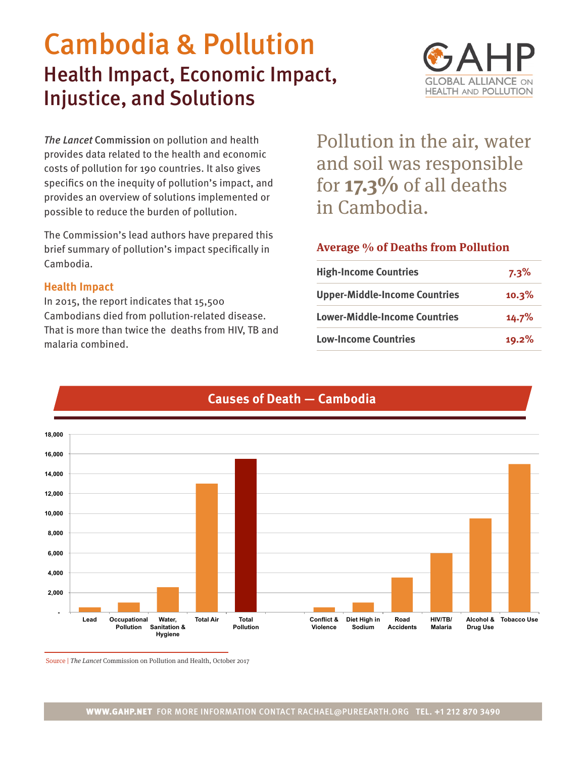# Cambodia & Pollution

## Health Impact, Economic Impact, Injustice, and Solutions

GAHP
GLOBAL ALLIANCE ON HEALTH AND POLLUTION

*The Lancet* Commission on pollution and health provides data related to the health and economic costs of pollution for 190 countries. It also gives specifics on the inequity of pollution's impact, and provides an overview of solutions implemented or possible to reduce the burden of pollution.

The Commission's lead authors have prepared this brief summary of pollution's impact specifically in Cambodia.

### Health Impact

In 2015, the report indicates that 15,500 Cambodians died from pollution-related disease. That is more than twice the deaths from HIV, TB and malaria combined.

Pollution in the air, water and soil was responsible for **17.3%** of all deaths in Cambodia.

### Average % of Deaths from Pollution

| | |
|---|---|
| **High-Income Countries** | 7.3% |
| **Upper-Middle-Income Countries** | 10.3% |
| **Lower-Middle-Income Countries** | 14.7% |
| **Low-Income Countries** | 19.2% |

### Causes of Death — Cambodia

| Cause | Deaths (approx.) |
|---|---|
| Lead | 500 |
| Occupational Pollution | 1,000 |
| Water, Sanitation & Hygiene | 2,500 |
| Total Air | 13,000 |
| Total Pollution | 15,500 |
| Conflict & Violence | 500 |
| Diet High in Sodium | 1,000 |
| Road Accidents | 3,500 |
| HIV/TB/Malaria | 6,000 |
| Alcohol & Drug Use | 9,500 |
| Tobacco Use | 15,000 |

Source | *The Lancet* Commission on Pollution and Health, October 2017

**WWW.GAHP.NET** FOR MORE INFORMATION CONTACT RACHAEL@PUREEARTH.ORG **TEL. +1 212 870 3490**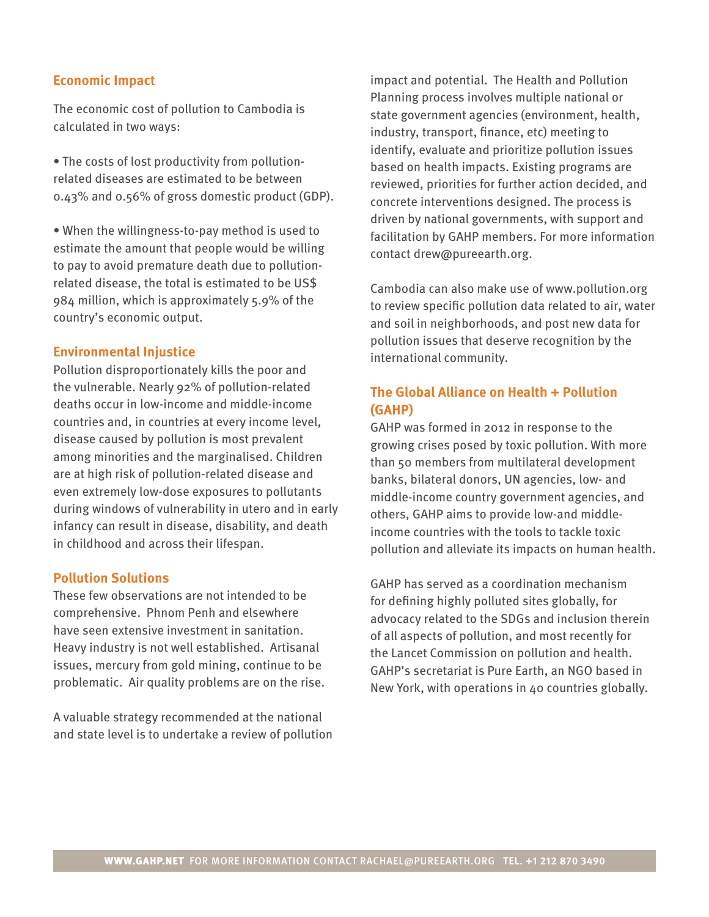## Economic Impact

The economic cost of pollution to Cambodia is calculated in two ways:

- The costs of lost productivity from pollution-related diseases are estimated to be between 0.43% and 0.56% of gross domestic product (GDP).

- When the willingness-to-pay method is used to estimate the amount that people would be willing to pay to avoid premature death due to pollution-related disease, the total is estimated to be US$ 984 million, which is approximately 5.9% of the country's economic output.

## Environmental Injustice

Pollution disproportionately kills the poor and the vulnerable. Nearly 92% of pollution-related deaths occur in low-income and middle-income countries and, in countries at every income level, disease caused by pollution is most prevalent among minorities and the marginalised. Children are at high risk of pollution-related disease and even extremely low-dose exposures to pollutants during windows of vulnerability in utero and in early infancy can result in disease, disability, and death in childhood and across their lifespan.

## Pollution Solutions

These few observations are not intended to be comprehensive. Phnom Penh and elsewhere have seen extensive investment in sanitation. Heavy industry is not well established. Artisanal issues, mercury from gold mining, continue to be problematic. Air quality problems are on the rise.

A valuable strategy recommended at the national and state level is to undertake a review of pollution impact and potential. The Health and Pollution Planning process involves multiple national or state government agencies (environment, health, industry, transport, finance, etc) meeting to identify, evaluate and prioritize pollution issues based on health impacts. Existing programs are reviewed, priorities for further action decided, and concrete interventions designed. The process is driven by national governments, with support and facilitation by GAHP members. For more information contact drew@pureearth.org.

Cambodia can also make use of www.pollution.org to review specific pollution data related to air, water and soil in neighborhoods, and post new data for pollution issues that deserve recognition by the international community.

## The Global Alliance on Health + Pollution (GAHP)

GAHP was formed in 2012 in response to the growing crises posed by toxic pollution. With more than 50 members from multilateral development banks, bilateral donors, UN agencies, low- and middle-income country government agencies, and others, GAHP aims to provide low-and middle-income countries with the tools to tackle toxic pollution and alleviate its impacts on human health.

GAHP has served as a coordination mechanism for defining highly polluted sites globally, for advocacy related to the SDGs and inclusion therein of all aspects of pollution, and most recently for the Lancet Commission on pollution and health. GAHP's secretariat is Pure Earth, an NGO based in New York, with operations in 40 countries globally.

**WWW.GAHP.NET** FOR MORE INFORMATION CONTACT RACHAEL@PUREEARTH.ORG **TEL. +1 212 870 3490**